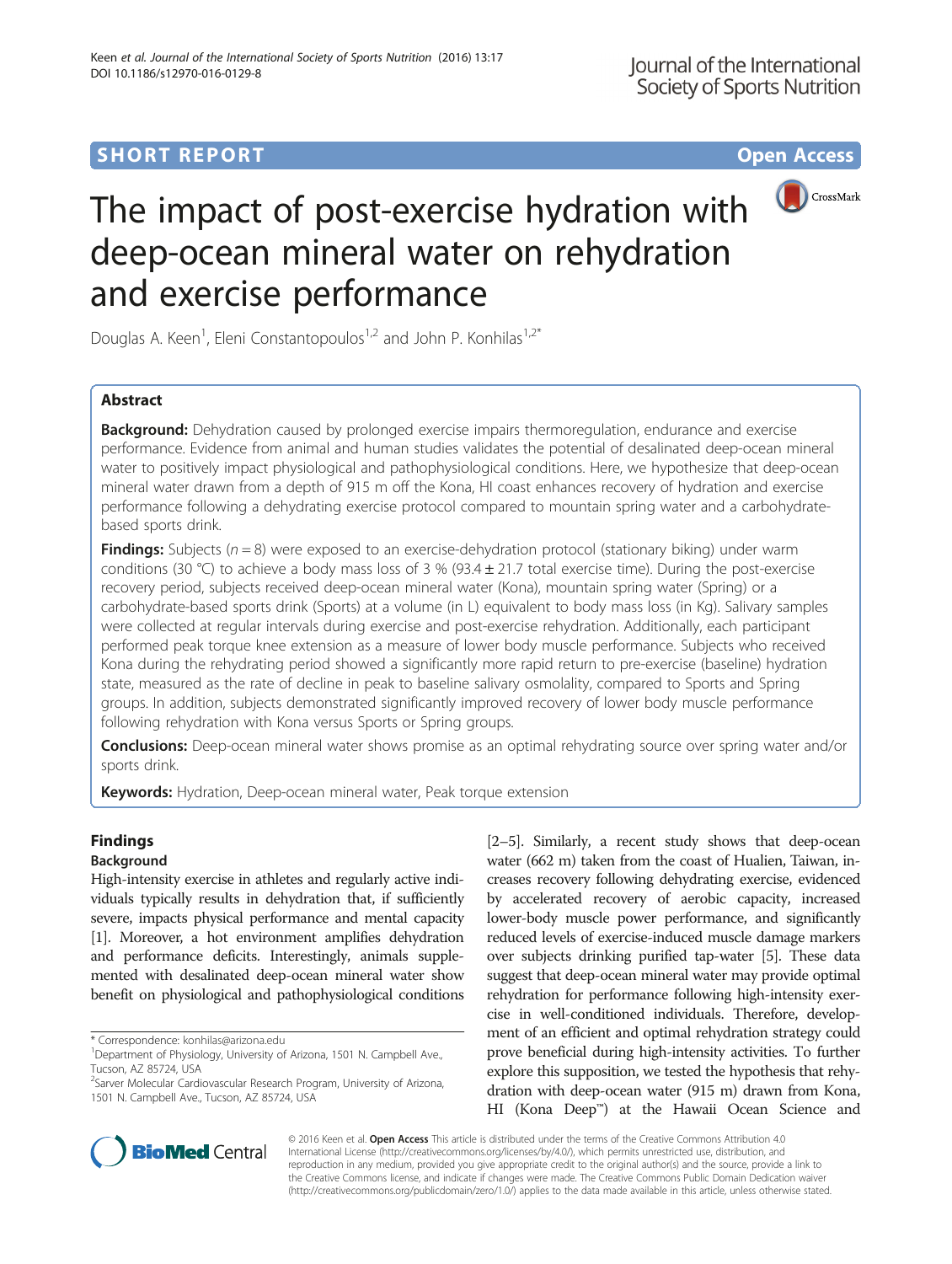**SHORT REPORT** **Open Access**

# The impact of post-exercise hydration with deep-ocean mineral water on rehydration and exercise performance

Douglas A. Keen[1], Eleni Constantopoulos[1,2] and John P. Konhilas[1,2*]

## Abstract

**Background:** Dehydration caused by prolonged exercise impairs thermoregulation, endurance and exercise performance. Evidence from animal and human studies validates the potential of desalinated deep-ocean mineral water to positively impact physiological and pathophysiological conditions. Here, we hypothesize that deep-ocean mineral water drawn from a depth of 915 m off the Kona, HI coast enhances recovery of hydration and exercise performance following a dehydrating exercise protocol compared to mountain spring water and a carbohydrate-based sports drink.

**Findings:** Subjects ($n = 8$) were exposed to an exercise-dehydration protocol (stationary biking) under warm conditions (30 °C) to achieve a body mass loss of 3 % (93.4 ± 21.7 total exercise time). During the post-exercise recovery period, subjects received deep-ocean mineral water (Kona), mountain spring water (Spring) or a carbohydrate-based sports drink (Sports) at a volume (in L) equivalent to body mass loss (in Kg). Salivary samples were collected at regular intervals during exercise and post-exercise rehydration. Additionally, each participant performed peak torque knee extension as a measure of lower body muscle performance. Subjects who received Kona during the rehydrating period showed a significantly more rapid return to pre-exercise (baseline) hydration state, measured as the rate of decline in peak to baseline salivary osmolality, compared to Sports and Spring groups. In addition, subjects demonstrated significantly improved recovery of lower body muscle performance following rehydration with Kona versus Sports or Spring groups.

**Conclusions:** Deep-ocean mineral water shows promise as an optimal rehydrating source over spring water and/or sports drink.

**Keywords:** Hydration, Deep-ocean mineral water, Peak torque extension

## Findings

### Background

High-intensity exercise in athletes and regularly active individuals typically results in dehydration that, if sufficiently severe, impacts physical performance and mental capacity [1]. Moreover, a hot environment amplifies dehydration and performance deficits. Interestingly, animals supplemented with desalinated deep-ocean mineral water show benefit on physiological and pathophysiological conditions [2–5]. Similarly, a recent study shows that deep-ocean water (662 m) taken from the coast of Hualien, Taiwan, increases recovery following dehydrating exercise, evidenced by accelerated recovery of aerobic capacity, increased lower-body muscle power performance, and significantly reduced levels of exercise-induced muscle damage markers over subjects drinking purified tap-water [5]. These data suggest that deep-ocean mineral water may provide optimal rehydration for performance following high-intensity exercise in well-conditioned individuals. Therefore, development of an efficient and optimal rehydration strategy could prove beneficial during high-intensity activities. To further explore this supposition, we tested the hypothesis that rehydration with deep-ocean water (915 m) drawn from Kona, HI (Kona Deep™) at the Hawaii Ocean Science and

* Correspondence: konhilas@arizona.edu
[1]Department of Physiology, University of Arizona, 1501 N. Campbell Ave., Tucson, AZ 85724, USA
[2]Sarver Molecular Cardiovascular Research Program, University of Arizona, 1501 N. Campbell Ave., Tucson, AZ 85724, USA

© 2016 Keen et al. **Open Access** This article is distributed under the terms of the Creative Commons Attribution 4.0 International License (http://creativecommons.org/licenses/by/4.0/), which permits unrestricted use, distribution, and reproduction in any medium, provided you give appropriate credit to the original author(s) and the source, provide a link to the Creative Commons license, and indicate if changes were made. The Creative Commons Public Domain Dedication waiver (http://creativecommons.org/publicdomain/zero/1.0/) applies to the data made available in this article, unless otherwise stated.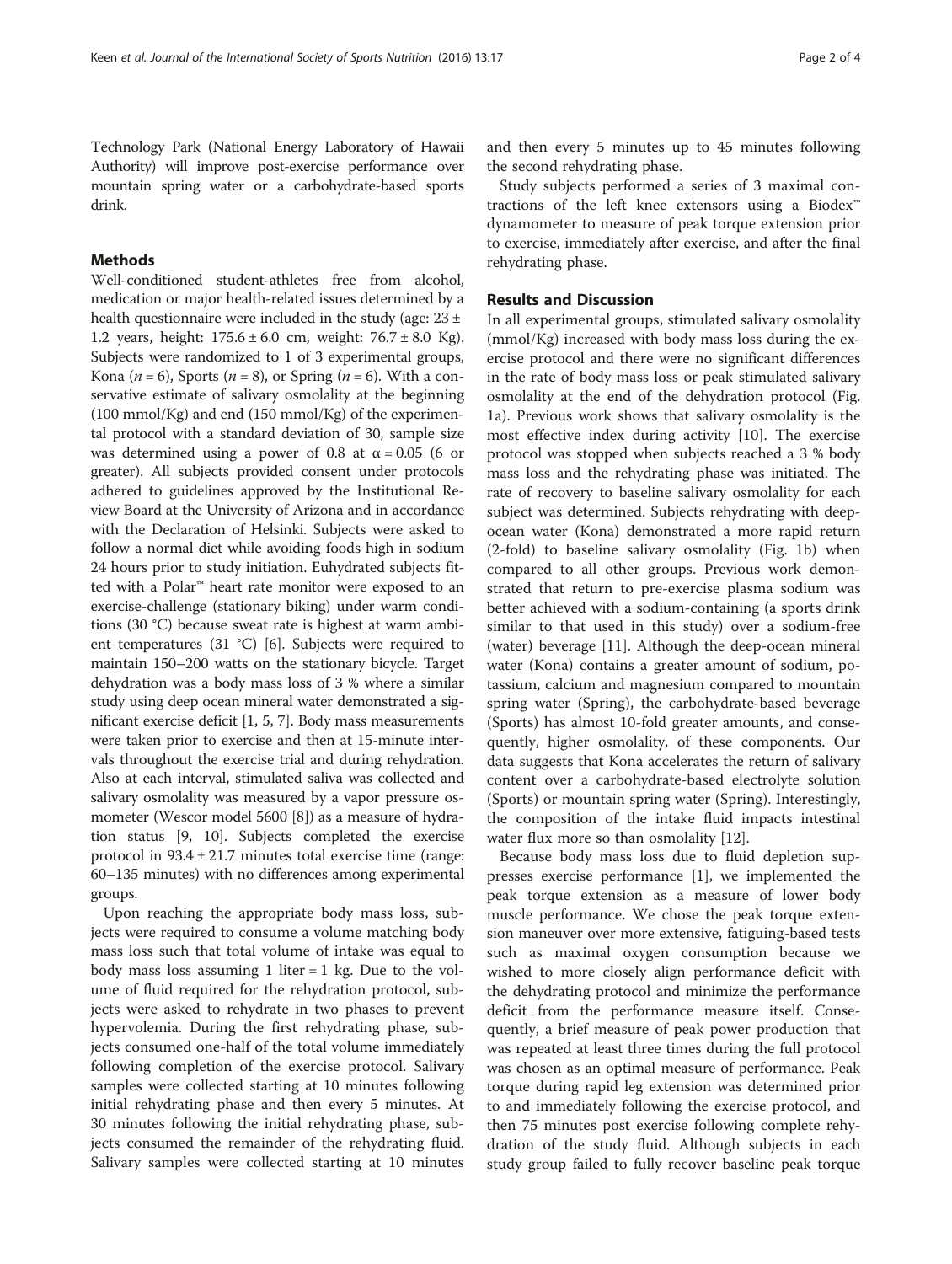Technology Park (National Energy Laboratory of Hawaii Authority) will improve post-exercise performance over mountain spring water or a carbohydrate-based sports drink.

## Methods

Well-conditioned student-athletes free from alcohol, medication or major health-related issues determined by a health questionnaire were included in the study (age: 23 ± 1.2 years, height: 175.6 ± 6.0 cm, weight: 76.7 ± 8.0 Kg). Subjects were randomized to 1 of 3 experimental groups, Kona ($n = 6$), Sports ($n = 8$), or Spring ($n = 6$). With a conservative estimate of salivary osmolality at the beginning (100 mmol/Kg) and end (150 mmol/Kg) of the experimental protocol with a standard deviation of 30, sample size was determined using a power of 0.8 at $\alpha = 0.05$ (6 or greater). All subjects provided consent under protocols adhered to guidelines approved by the Institutional Review Board at the University of Arizona and in accordance with the Declaration of Helsinki. Subjects were asked to follow a normal diet while avoiding foods high in sodium 24 hours prior to study initiation. Euhydrated subjects fitted with a Polar™ heart rate monitor were exposed to an exercise-challenge (stationary biking) under warm conditions (30 °C) because sweat rate is highest at warm ambient temperatures (31 °C) [6]. Subjects were required to maintain 150–200 watts on the stationary bicycle. Target dehydration was a body mass loss of 3 % where a similar study using deep ocean mineral water demonstrated a significant exercise deficit [1, 5, 7]. Body mass measurements were taken prior to exercise and then at 15-minute intervals throughout the exercise trial and during rehydration. Also at each interval, stimulated saliva was collected and salivary osmolality was measured by a vapor pressure osmometer (Wescor model 5600 [8]) as a measure of hydration status [9, 10]. Subjects completed the exercise protocol in 93.4 ± 21.7 minutes total exercise time (range: 60–135 minutes) with no differences among experimental groups.

Upon reaching the appropriate body mass loss, subjects were required to consume a volume matching body mass loss such that total volume of intake was equal to body mass loss assuming 1 liter = 1 kg. Due to the volume of fluid required for the rehydration protocol, subjects were asked to rehydrate in two phases to prevent hypervolemia. During the first rehydrating phase, subjects consumed one-half of the total volume immediately following completion of the exercise protocol. Salivary samples were collected starting at 10 minutes following initial rehydrating phase and then every 5 minutes. At 30 minutes following the initial rehydrating phase, subjects consumed the remainder of the rehydrating fluid. Salivary samples were collected starting at 10 minutes and then every 5 minutes up to 45 minutes following the second rehydrating phase.

Study subjects performed a series of 3 maximal contractions of the left knee extensors using a Biodex™ dynamometer to measure of peak torque extension prior to exercise, immediately after exercise, and after the final rehydrating phase.

## Results and Discussion

In all experimental groups, stimulated salivary osmolality (mmol/Kg) increased with body mass loss during the exercise protocol and there were no significant differences in the rate of body mass loss or peak stimulated salivary osmolality at the end of the dehydration protocol (Fig. 1a). Previous work shows that salivary osmolality is the most effective index during activity [10]. The exercise protocol was stopped when subjects reached a 3 % body mass loss and the rehydrating phase was initiated. The rate of recovery to baseline salivary osmolality for each subject was determined. Subjects rehydrating with deep-ocean water (Kona) demonstrated a more rapid return (2-fold) to baseline salivary osmolality (Fig. 1b) when compared to all other groups. Previous work demonstrated that return to pre-exercise plasma sodium was better achieved with a sodium-containing (a sports drink similar to that used in this study) over a sodium-free (water) beverage [11]. Although the deep-ocean mineral water (Kona) contains a greater amount of sodium, potassium, calcium and magnesium compared to mountain spring water (Spring), the carbohydrate-based beverage (Sports) has almost 10-fold greater amounts, and consequently, higher osmolality, of these components. Our data suggests that Kona accelerates the return of salivary content over a carbohydrate-based electrolyte solution (Sports) or mountain spring water (Spring). Interestingly, the composition of the intake fluid impacts intestinal water flux more so than osmolality [12].

Because body mass loss due to fluid depletion suppresses exercise performance [1], we implemented the peak torque extension as a measure of lower body muscle performance. We chose the peak torque extension maneuver over more extensive, fatiguing-based tests such as maximal oxygen consumption because we wished to more closely align performance deficit with the dehydrating protocol and minimize the performance deficit from the performance measure itself. Consequently, a brief measure of peak power production that was repeated at least three times during the full protocol was chosen as an optimal measure of performance. Peak torque during rapid leg extension was determined prior to and immediately following the exercise protocol, and then 75 minutes post exercise following complete rehydration of the study fluid. Although subjects in each study group failed to fully recover baseline peak torque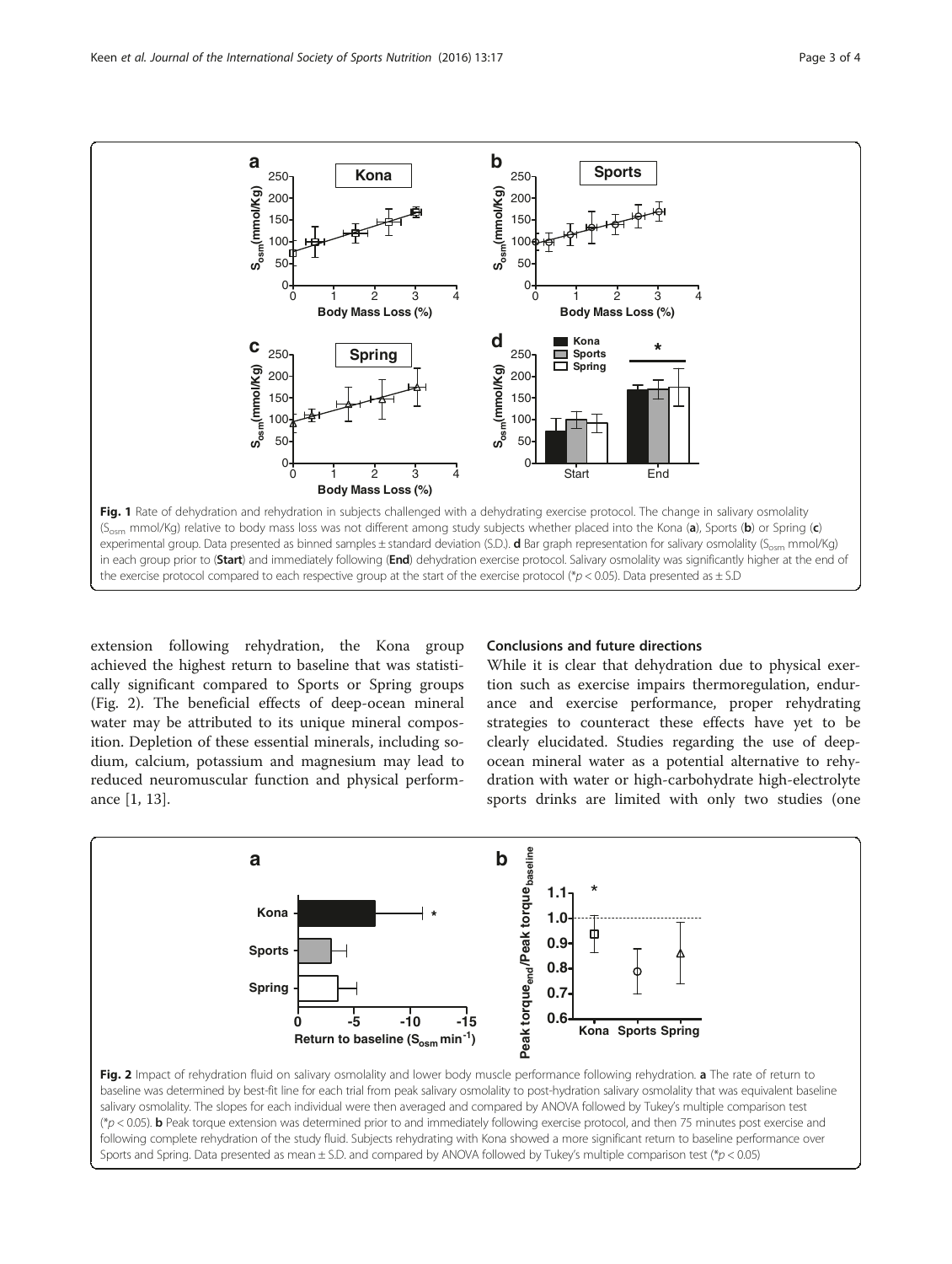Fig. 1 Rate of dehydration and rehydration in subjects challenged with a dehydrating exercise protocol. The change in salivary osmolality ($S_{osm}$ mmol/Kg) relative to body mass loss was not different among study subjects whether placed into the Kona (**a**), Sports (**b**) or Spring (**c**) experimental group. Data presented as binned samples ± standard deviation (S.D.). **d** Bar graph representation for salivary osmolality ($S_{osm}$ mmol/Kg) in each group prior to (**Start**) and immediately following (**End**) dehydration exercise protocol. Salivary osmolality was significantly higher at the end of the exercise protocol compared to each respective group at the start of the exercise protocol (*$p < 0.05$). Data presented as ± S.D

extension following rehydration, the Kona group achieved the highest return to baseline that was statistically significant compared to Sports or Spring groups (Fig. 2). The beneficial effects of deep-ocean mineral water may be attributed to its unique mineral composition. Depletion of these essential minerals, including sodium, calcium, potassium and magnesium may lead to reduced neuromuscular function and physical performance [1, 13].

## Conclusions and future directions

While it is clear that dehydration due to physical exertion such as exercise impairs thermoregulation, endurance and exercise performance, proper rehydrating strategies to counteract these effects have yet to be clearly elucidated. Studies regarding the use of deep-ocean mineral water as a potential alternative to rehydration with water or high-carbohydrate high-electrolyte sports drinks are limited with only two studies (one

Fig. 2 Impact of rehydration fluid on salivary osmolality and lower body muscle performance following rehydration. **a** The rate of return to baseline was determined by best-fit line for each trial from peak salivary osmolality to post-hydration salivary osmolality that was equivalent baseline salivary osmolality. The slopes for each individual were then averaged and compared by ANOVA followed by Tukey's multiple comparison test (*$p < 0.05$). **b** Peak torque extension was determined prior to and immediately following exercise protocol, and then 75 minutes post exercise and following complete rehydration of the study fluid. Subjects rehydrating with Kona showed a more significant return to baseline performance over Sports and Spring. Data presented as mean ± S.D. and compared by ANOVA followed by Tukey's multiple comparison test (*$p < 0.05$)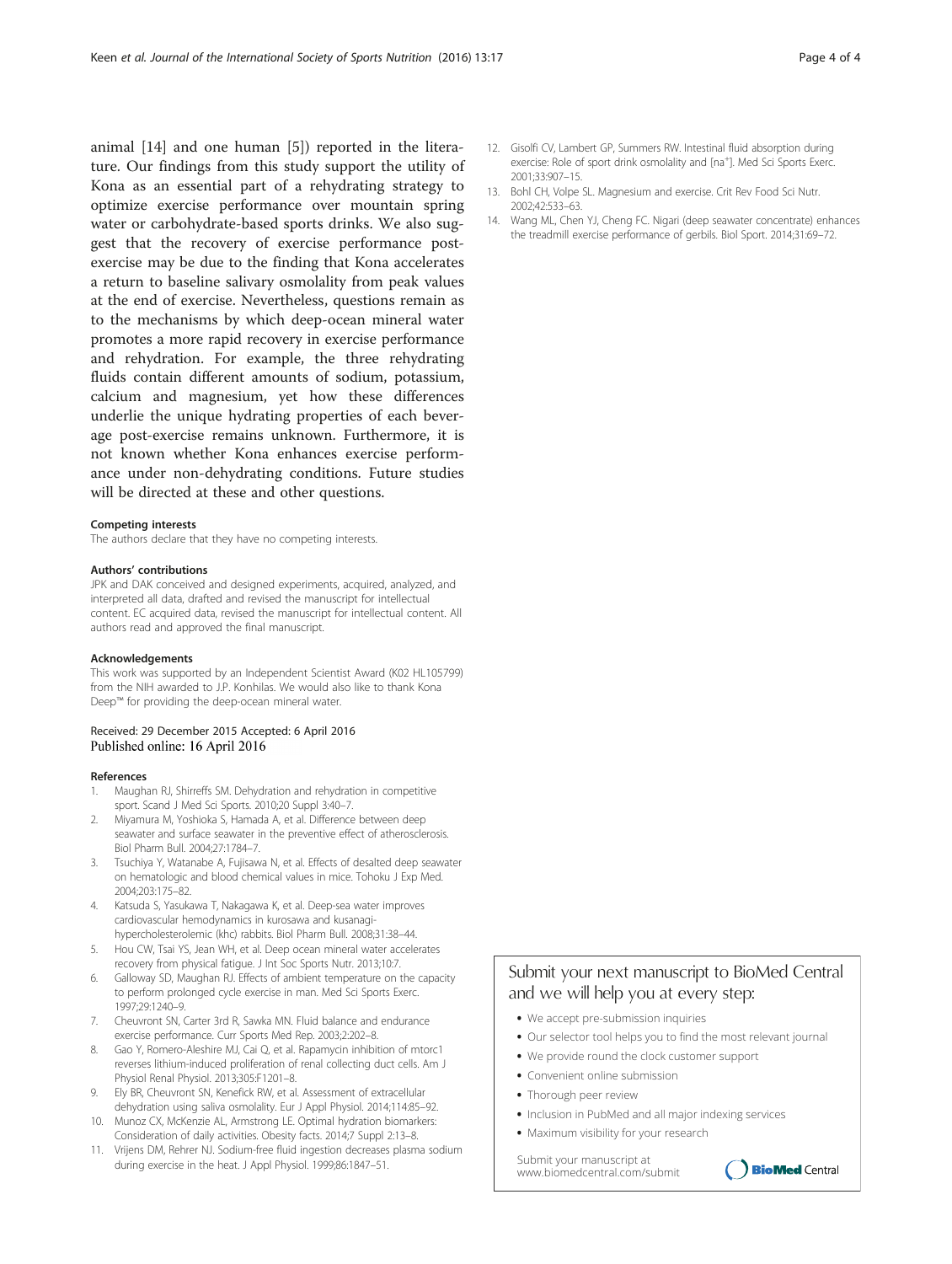animal [14] and one human [5]) reported in the literature. Our findings from this study support the utility of Kona as an essential part of a rehydrating strategy to optimize exercise performance over mountain spring water or carbohydrate-based sports drinks. We also suggest that the recovery of exercise performance post-exercise may be due to the finding that Kona accelerates a return to baseline salivary osmolality from peak values at the end of exercise. Nevertheless, questions remain as to the mechanisms by which deep-ocean mineral water promotes a more rapid recovery in exercise performance and rehydration. For example, the three rehydrating fluids contain different amounts of sodium, potassium, calcium and magnesium, yet how these differences underlie the unique hydrating properties of each beverage post-exercise remains unknown. Furthermore, it is not known whether Kona enhances exercise performance under non-dehydrating conditions. Future studies will be directed at these and other questions.

#### Competing interests

The authors declare that they have no competing interests.

#### Authors' contributions

JPK and DAK conceived and designed experiments, acquired, analyzed, and interpreted all data, drafted and revised the manuscript for intellectual content. EC acquired data, revised the manuscript for intellectual content. All authors read and approved the final manuscript.

#### Acknowledgements

This work was supported by an Independent Scientist Award (K02 HL105799) from the NIH awarded to J.P. Konhilas. We would also like to thank Kona Deep™ for providing the deep-ocean mineral water.

Received: 29 December 2015 Accepted: 6 April 2016
Published online: 16 April 2016

#### References

1. Maughan RJ, Shirreffs SM. Dehydration and rehydration in competitive sport. Scand J Med Sci Sports. 2010;20 Suppl 3:40–7.
2. Miyamura M, Yoshioka S, Hamada A, et al. Difference between deep seawater and surface seawater in the preventive effect of atherosclerosis. Biol Pharm Bull. 2004;27:1784–7.
3. Tsuchiya Y, Watanabe A, Fujisawa N, et al. Effects of desalted deep seawater on hematologic and blood chemical values in mice. Tohoku J Exp Med. 2004;203:175–82.
4. Katsuda S, Yasukawa T, Nakagawa K, et al. Deep-sea water improves cardiovascular hemodynamics in kurosawa and kusanagi-hypercholesterolemic (khc) rabbits. Biol Pharm Bull. 2008;31:38–44.
5. Hou CW, Tsai YS, Jean WH, et al. Deep ocean mineral water accelerates recovery from physical fatigue. J Int Soc Sports Nutr. 2013;10:7.
6. Galloway SD, Maughan RJ. Effects of ambient temperature on the capacity to perform prolonged cycle exercise in man. Med Sci Sports Exerc. 1997;29:1240–9.
7. Cheuvront SN, Carter 3rd R, Sawka MN. Fluid balance and endurance exercise performance. Curr Sports Med Rep. 2003;2:202–8.
8. Gao Y, Romero-Aleshire MJ, Cai Q, et al. Rapamycin inhibition of mtorc1 reverses lithium-induced proliferation of renal collecting duct cells. Am J Physiol Renal Physiol. 2013;305:F1201–8.
9. Ely BR, Cheuvront SN, Kenefick RW, et al. Assessment of extracellular dehydration using saliva osmolality. Eur J Appl Physiol. 2014;114:85–92.
10. Munoz CX, McKenzie AL, Armstrong LE. Optimal hydration biomarkers: Consideration of daily activities. Obesity facts. 2014;7 Suppl 2:13–8.
11. Vrijens DM, Rehrer NJ. Sodium-free fluid ingestion decreases plasma sodium during exercise in the heat. J Appl Physiol. 1999;86:1847–51.
12. Gisolfi CV, Lambert GP, Summers RW. Intestinal fluid absorption during exercise: Role of sport drink osmolality and [$na^+$]. Med Sci Sports Exerc. 2001;33:907–15.
13. Bohl CH, Volpe SL. Magnesium and exercise. Crit Rev Food Sci Nutr. 2002;42:533–63.
14. Wang ML, Chen YJ, Cheng FC. Nigari (deep seawater concentrate) enhances the treadmill exercise performance of gerbils. Biol Sport. 2014;31:69–72.

Submit your next manuscript to BioMed Central and we will help you at every step:

- We accept pre-submission inquiries
- Our selector tool helps you to find the most relevant journal
- We provide round the clock customer support
- Convenient online submission
- Thorough peer review
- Inclusion in PubMed and all major indexing services
- Maximum visibility for your research

Submit your manuscript at
www.biomedcentral.com/submit

BioMed Central